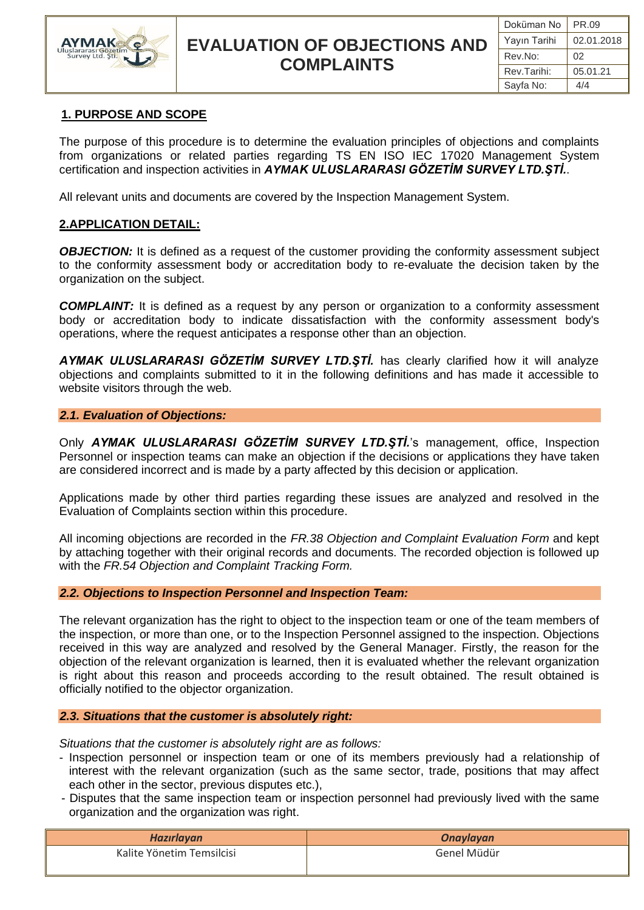## 1. PURPOSE AND SCOPE

The purpose of this procedure is to determine the evaluation principles of objections and complaints from organizations or related parties regarding TS EN ISO IEC 17020 Management System certification and inspection activities in ***AYMAK ULUSLARARASI GÖZETİM SURVEY LTD.ŞTİ.***.

All relevant units and documents are covered by the Inspection Management System.

## 2.APPLICATION DETAIL:

***OBJECTION:*** It is defined as a request of the customer providing the conformity assessment subject to the conformity assessment body or accreditation body to re-evaluate the decision taken by the organization on the subject.

***COMPLAINT:*** It is defined as a request by any person or organization to a conformity assessment body or accreditation body to indicate dissatisfaction with the conformity assessment body's operations, where the request anticipates a response other than an objection.

***AYMAK ULUSLARARASI GÖZETİM SURVEY LTD.ŞTİ.*** has clearly clarified how it will analyze objections and complaints submitted to it in the following definitions and has made it accessible to website visitors through the web.

### *2.1. Evaluation of Objections:*

Only ***AYMAK ULUSLARARASI GÖZETİM SURVEY LTD.ŞTİ.***'s management, office, Inspection Personnel or inspection teams can make an objection if the decisions or applications they have taken are considered incorrect and is made by a party affected by this decision or application.

Applications made by other third parties regarding these issues are analyzed and resolved in the Evaluation of Complaints section within this procedure.

All incoming objections are recorded in the *FR.38 Objection and Complaint Evaluation Form* and kept by attaching together with their original records and documents. The recorded objection is followed up with the *FR.54 Objection and Complaint Tracking Form.*

### *2.2. Objections to Inspection Personnel and Inspection Team:*

The relevant organization has the right to object to the inspection team or one of the team members of the inspection, or more than one, or to the Inspection Personnel assigned to the inspection. Objections received in this way are analyzed and resolved by the General Manager. Firstly, the reason for the objection of the relevant organization is learned, then it is evaluated whether the relevant organization is right about this reason and proceeds according to the result obtained. The result obtained is officially notified to the objector organization.

### *2.3. Situations that the customer is absolutely right:*

*Situations that the customer is absolutely right are as follows:*

- Inspection personnel or inspection team or one of its members previously had a relationship of interest with the relevant organization (such as the same sector, trade, positions that may affect each other in the sector, previous disputes etc.),
- Disputes that the same inspection team or inspection personnel had previously lived with the same organization and the organization was right.

| *Hazırlayan* | *Onaylayan* |
|---|---|
| Kalite Yönetim Temsilcisi | Genel Müdür |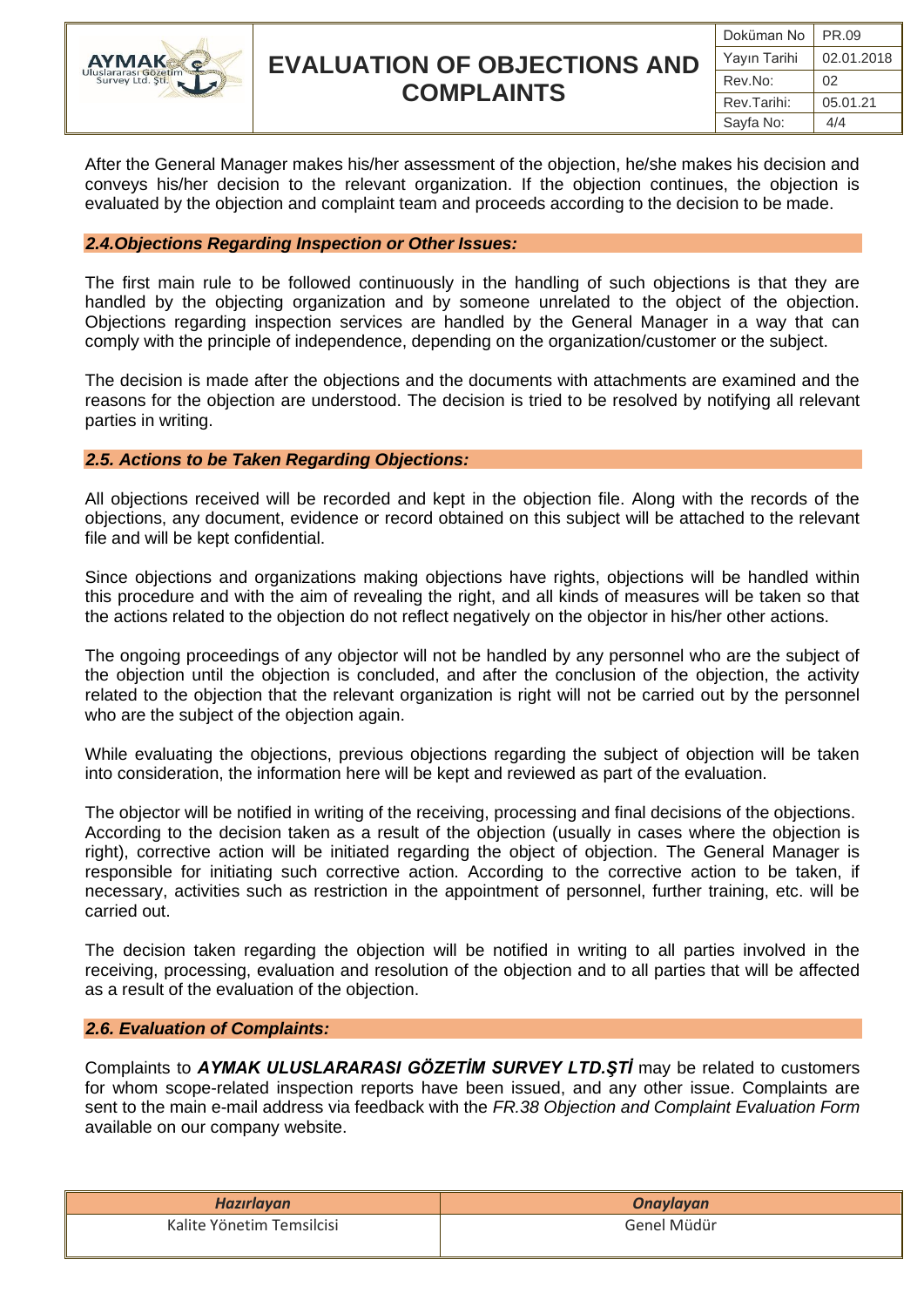After the General Manager makes his/her assessment of the objection, he/she makes his decision and conveys his/her decision to the relevant organization. If the objection continues, the objection is evaluated by the objection and complaint team and proceeds according to the decision to be made.

### *2.4.Objections Regarding Inspection or Other Issues:*

The first main rule to be followed continuously in the handling of such objections is that they are handled by the objecting organization and by someone unrelated to the object of the objection. Objections regarding inspection services are handled by the General Manager in a way that can comply with the principle of independence, depending on the organization/customer or the subject.

The decision is made after the objections and the documents with attachments are examined and the reasons for the objection are understood. The decision is tried to be resolved by notifying all relevant parties in writing.

### *2.5. Actions to be Taken Regarding Objections:*

All objections received will be recorded and kept in the objection file. Along with the records of the objections, any document, evidence or record obtained on this subject will be attached to the relevant file and will be kept confidential.

Since objections and organizations making objections have rights, objections will be handled within this procedure and with the aim of revealing the right, and all kinds of measures will be taken so that the actions related to the objection do not reflect negatively on the objector in his/her other actions.

The ongoing proceedings of any objector will not be handled by any personnel who are the subject of the objection until the objection is concluded, and after the conclusion of the objection, the activity related to the objection that the relevant organization is right will not be carried out by the personnel who are the subject of the objection again.

While evaluating the objections, previous objections regarding the subject of objection will be taken into consideration, the information here will be kept and reviewed as part of the evaluation.

The objector will be notified in writing of the receiving, processing and final decisions of the objections. According to the decision taken as a result of the objection (usually in cases where the objection is right), corrective action will be initiated regarding the object of objection. The General Manager is responsible for initiating such corrective action. According to the corrective action to be taken, if necessary, activities such as restriction in the appointment of personnel, further training, etc. will be carried out.

The decision taken regarding the objection will be notified in writing to all parties involved in the receiving, processing, evaluation and resolution of the objection and to all parties that will be affected as a result of the evaluation of the objection.

### *2.6. Evaluation of Complaints:*

Complaints to ***AYMAK ULUSLARARASI GÖZETİM SURVEY LTD.ŞTİ*** may be related to customers for whom scope-related inspection reports have been issued, and any other issue. Complaints are sent to the main e-mail address via feedback with the *FR.38 Objection and Complaint Evaluation Form* available on our company website.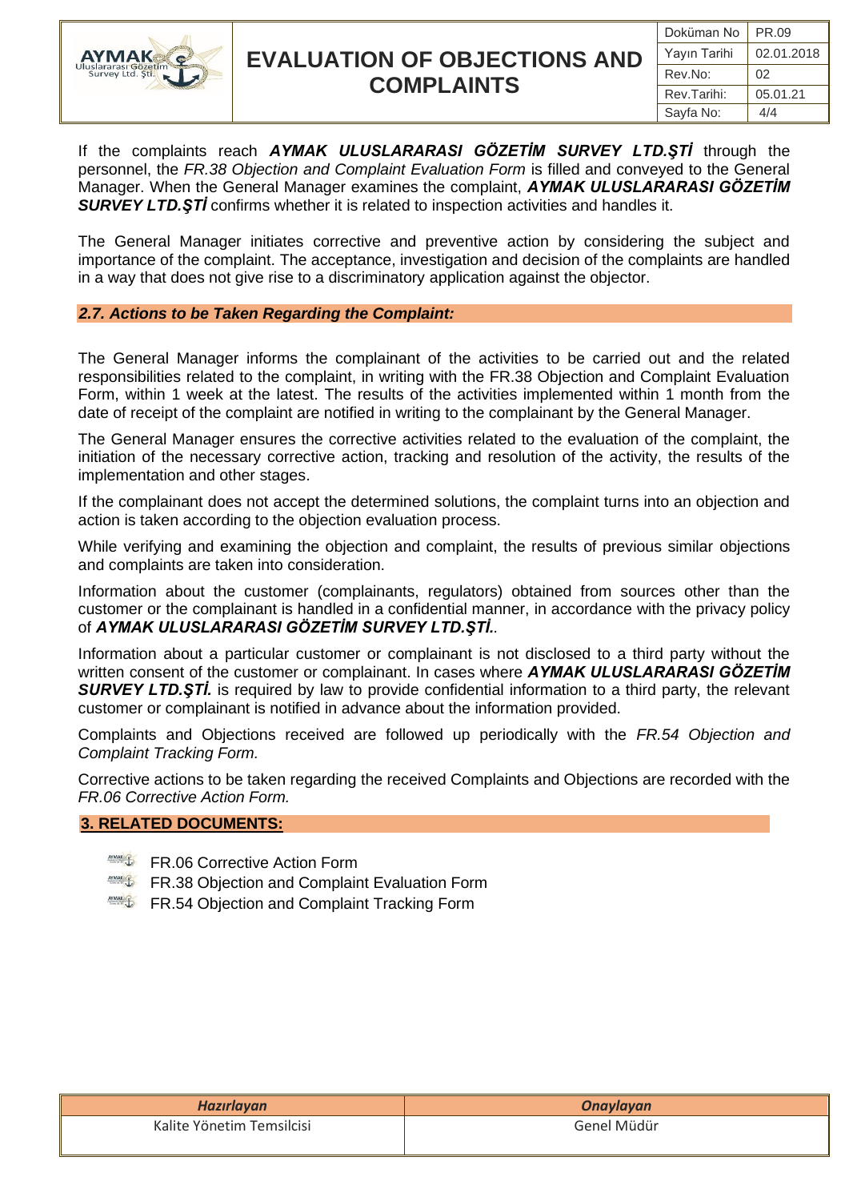If the complaints reach ***AYMAK ULUSLARARASI GÖZETİM SURVEY LTD.ŞTİ*** through the personnel, the *FR.38 Objection and Complaint Evaluation Form* is filled and conveyed to the General Manager. When the General Manager examines the complaint, ***AYMAK ULUSLARARASI GÖZETİM SURVEY LTD.ŞTİ*** confirms whether it is related to inspection activities and handles it.

The General Manager initiates corrective and preventive action by considering the subject and importance of the complaint. The acceptance, investigation and decision of the complaints are handled in a way that does not give rise to a discriminatory application against the objector.

### *2.7. Actions to be Taken Regarding the Complaint:*

The General Manager informs the complainant of the activities to be carried out and the related responsibilities related to the complaint, in writing with the FR.38 Objection and Complaint Evaluation Form, within 1 week at the latest. The results of the activities implemented within 1 month from the date of receipt of the complaint are notified in writing to the complainant by the General Manager.

The General Manager ensures the corrective activities related to the evaluation of the complaint, the initiation of the necessary corrective action, tracking and resolution of the activity, the results of the implementation and other stages.

If the complainant does not accept the determined solutions, the complaint turns into an objection and action is taken according to the objection evaluation process.

While verifying and examining the objection and complaint, the results of previous similar objections and complaints are taken into consideration.

Information about the customer (complainants, regulators) obtained from sources other than the customer or the complainant is handled in a confidential manner, in accordance with the privacy policy of ***AYMAK ULUSLARARASI GÖZETİM SURVEY LTD.ŞTİ.***.

Information about a particular customer or complainant is not disclosed to a third party without the written consent of the customer or complainant. In cases where ***AYMAK ULUSLARARASI GÖZETİM SURVEY LTD.ŞTİ.*** is required by law to provide confidential information to a third party, the relevant customer or complainant is notified in advance about the information provided.

Complaints and Objections received are followed up periodically with the *FR.54 Objection and Complaint Tracking Form.*

Corrective actions to be taken regarding the received Complaints and Objections are recorded with the *FR.06 Corrective Action Form.*

## 3. RELATED DOCUMENTS:

- FR.06 Corrective Action Form
- FR.38 Objection and Complaint Evaluation Form
- FR.54 Objection and Complaint Tracking Form

| Hazırlayan | Onaylayan |
|---|---|
| Kalite Yönetim Temsilcisi | Genel Müdür |